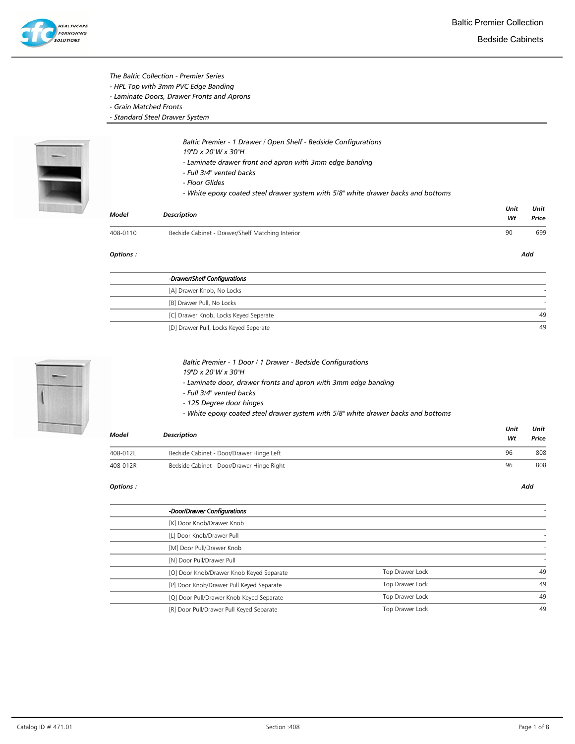# Baltic Premier Collection

## Bedside Cabinets

*The Baltic Collection - Premier Series*
*- HPL Top with 3mm PVC Edge Banding*
*- Laminate Doors, Drawer Fronts and Aprons*
*- Grain Matched Fronts*
*- Standard Steel Drawer System*

*Baltic Premier - 1 Drawer / Open Shelf - Bedside Configurations*
*19"D x 20"W x 30"H*
*- Laminate drawer front and apron with 3mm edge banding*
*- Full 3/4" vented backs*
*- Floor Glides*
*- White epoxy coated steel drawer system with 5/8" white drawer backs and bottoms*

| Model | Description | Unit Wt | Unit Price |
|---|---|---|---|
| 408-0110 | Bedside Cabinet - Drawer/Shelf Matching Interior | 90 | 699 |

**Options :** **Add**

| | Option | Add |
|---|---|---|
| | -Drawer/Shelf Configurations | - |
| | [A] Drawer Knob, No Locks | - |
| | [B] Drawer Pull, No Locks | - |
| | [C] Drawer Knob, Locks Keyed Seperate | 49 |
| | [D] Drawer Pull, Locks Keyed Seperate | 49 |

*Baltic Premier - 1 Door / 1 Drawer - Bedside Configurations*
*19"D x 20"W x 30"H*
*- Laminate door, drawer fronts and apron with 3mm edge banding*
*- Full 3/4" vented backs*
*- 125 Degree door hinges*
*- White epoxy coated steel drawer system with 5/8" white drawer backs and bottoms*

| Model | Description | Unit Wt | Unit Price |
|---|---|---|---|
| 408-012L | Bedside Cabinet - Door/Drawer Hinge Left | 96 | 808 |
| 408-012R | Bedside Cabinet - Door/Drawer Hinge Right | 96 | 808 |

**Options :** **Add**

| | Option | | Add |
|---|---|---|---|
| | -Door/Drawer Configurations | | - |
| | [K] Door Knob/Drawer Knob | | - |
| | [L] Door Knob/Drawer Pull | | - |
| | [M] Door Pull/Drawer Knob | | - |
| | [N] Door Pull/Drawer Pull | | - |
| | [O] Door Knob/Drawer Knob Keyed Separate | Top Drawer Lock | 49 |
| | [P] Door Knob/Drawer Pull Keyed Separate | Top Drawer Lock | 49 |
| | [Q] Door Pull/Drawer Knob Keyed Separate | Top Drawer Lock | 49 |
| | [R] Door Pull/Drawer Pull Keyed Separate | Top Drawer Lock | 49 |

Catalog ID # 471.01 Section :408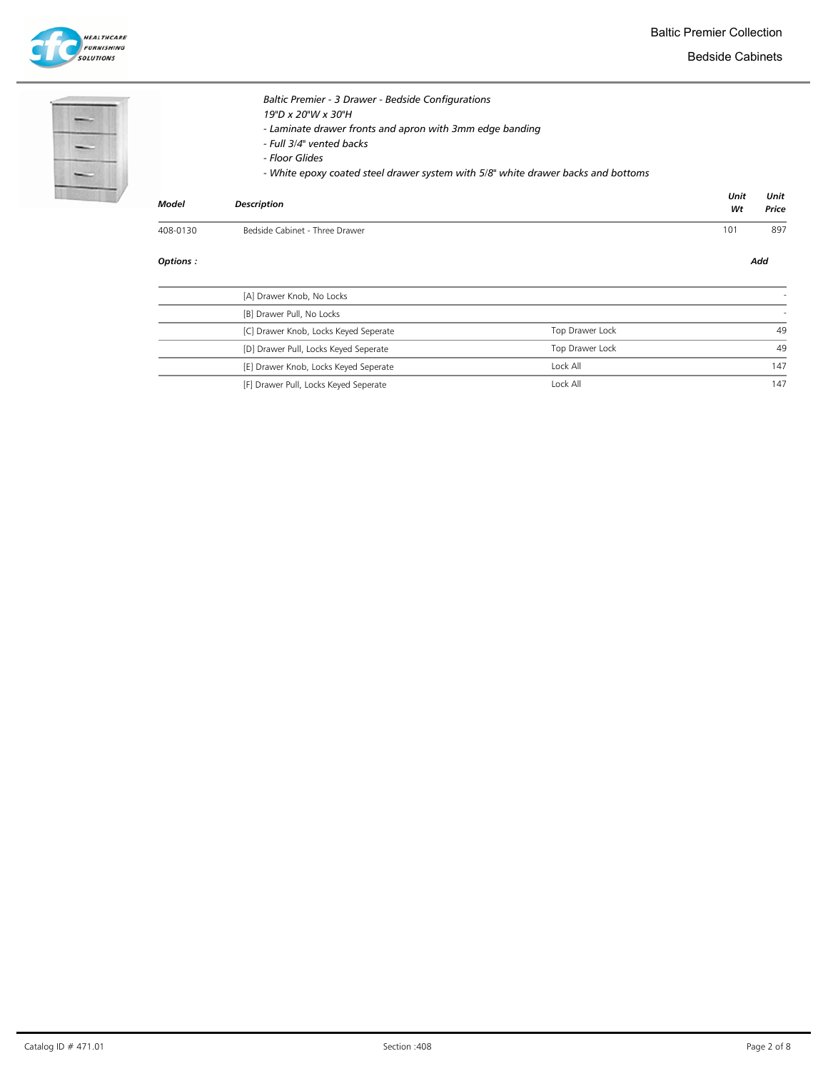*Baltic Premier - 3 Drawer - Bedside Configurations*
*19"D x 20"W x 30"H*
*- Laminate drawer fronts and apron with 3mm edge banding*
*- Full 3/4" vented backs*
*- Floor Glides*
*- White epoxy coated steel drawer system with 5/8" white drawer backs and bottoms*

| ***Model*** | ***Description*** | ***Unit Wt*** | ***Unit Price*** |
|---|---|---|---|
| 408-0130 | Bedside Cabinet - Three Drawer | 101 | 897 |

***Options :***

| | | ***Add*** |
|---|---|---|
| [A] Drawer Knob, No Locks | | - |
| [B] Drawer Pull, No Locks | | - |
| [C] Drawer Knob, Locks Keyed Seperate | Top Drawer Lock | 49 |
| [D] Drawer Pull, Locks Keyed Seperate | Top Drawer Lock | 49 |
| [E] Drawer Knob, Locks Keyed Seperate | Lock All | 147 |
| [F] Drawer Pull, Locks Keyed Seperate | Lock All | 147 |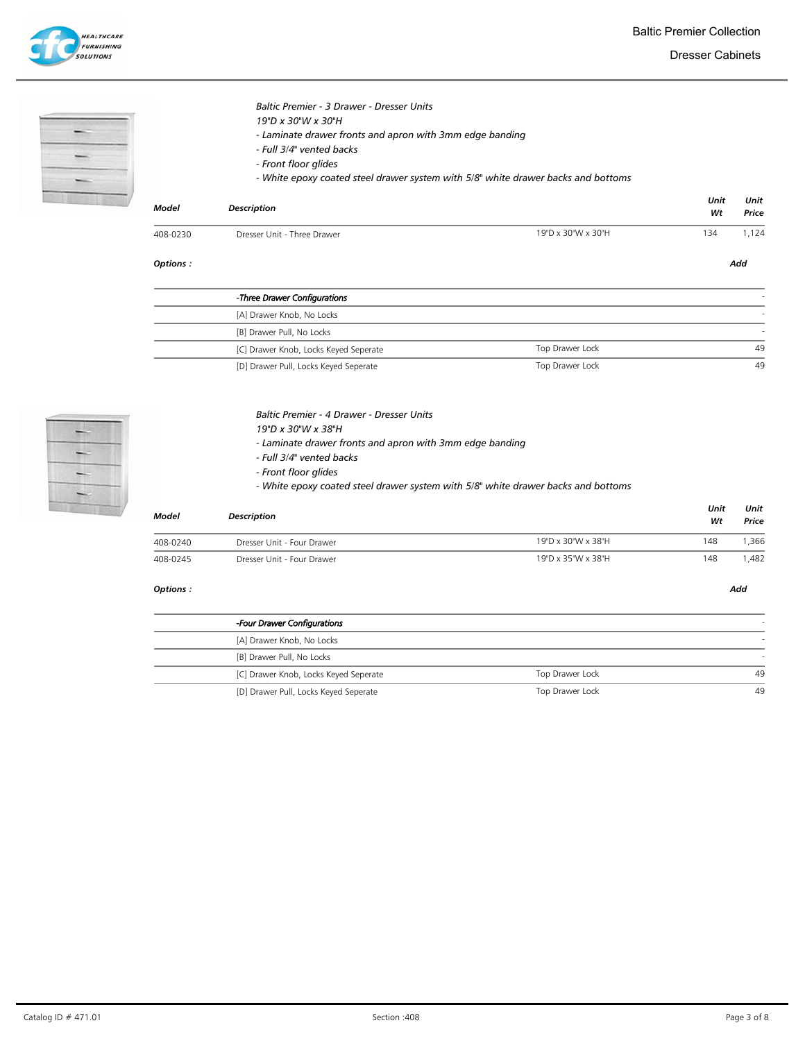*Baltic Premier - 3 Drawer - Dresser Units*
*19"D x 30"W x 30"H*
*- Laminate drawer fronts and apron with 3mm edge banding*
*- Full 3/4" vented backs*
*- Front floor glides*
*- White epoxy coated steel drawer system with 5/8" white drawer backs and bottoms*

| Model | Description | | Unit Wt | Unit Price |
|---|---|---|---|---|
| 408-0230 | Dresser Unit - Three Drawer | 19"D x 30"W x 30"H | 134 | 1,124 |

**Options :**

| | | Add |
|---|---|---|
| *-Three Drawer Configurations* | | - |
| [A] Drawer Knob, No Locks | | - |
| [B] Drawer Pull, No Locks | | - |
| [C] Drawer Knob, Locks Keyed Seperate | Top Drawer Lock | 49 |
| [D] Drawer Pull, Locks Keyed Seperate | Top Drawer Lock | 49 |

*Baltic Premier - 4 Drawer - Dresser Units*
*19"D x 30"W x 38"H*
*- Laminate drawer fronts and apron with 3mm edge banding*
*- Full 3/4" vented backs*
*- Front floor glides*
*- White epoxy coated steel drawer system with 5/8" white drawer backs and bottoms*

| Model | Description | | Unit Wt | Unit Price |
|---|---|---|---|---|
| 408-0240 | Dresser Unit - Four Drawer | 19"D x 30"W x 38"H | 148 | 1,366 |
| 408-0245 | Dresser Unit - Four Drawer | 19"D x 35"W x 38"H | 148 | 1,482 |

**Options :**

| | | Add |
|---|---|---|
| *-Four Drawer Configurations* | | - |
| [A] Drawer Knob, No Locks | | - |
| [B] Drawer Pull, No Locks | | - |
| [C] Drawer Knob, Locks Keyed Seperate | Top Drawer Lock | 49 |
| [D] Drawer Pull, Locks Keyed Seperate | Top Drawer Lock | 49 |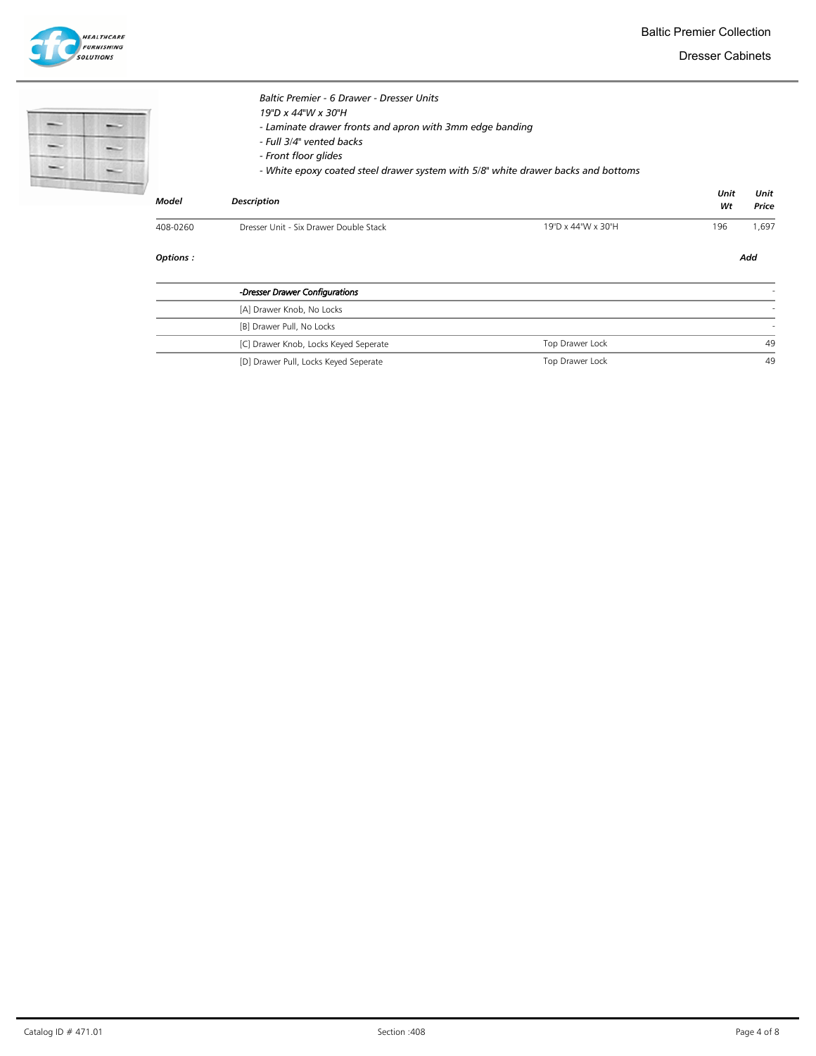# Baltic Premier Collection

## Dresser Cabinets

*Baltic Premier - 6 Drawer - Dresser Units*
*19"D x 44"W x 30"H*
*- Laminate drawer fronts and apron with 3mm edge banding*
*- Full 3/4" vented backs*
*- Front floor glides*
*- White epoxy coated steel drawer system with 5/8" white drawer backs and bottoms*

| Model | Description | | Unit Wt | Unit Price |
|---|---|---|---|---|
| 408-0260 | Dresser Unit - Six Drawer Double Stack | 19"D x 44"W x 30"H | 196 | 1,697 |

**Options :**

| | Description | | Add |
|---|---|---|---|
| | *-Dresser Drawer Configurations* | | - |
| | [A] Drawer Knob, No Locks | | - |
| | [B] Drawer Pull, No Locks | | - |
| | [C] Drawer Knob, Locks Keyed Seperate | Top Drawer Lock | 49 |
| | [D] Drawer Pull, Locks Keyed Seperate | Top Drawer Lock | 49 |

Catalog ID # 471.01 — Section :408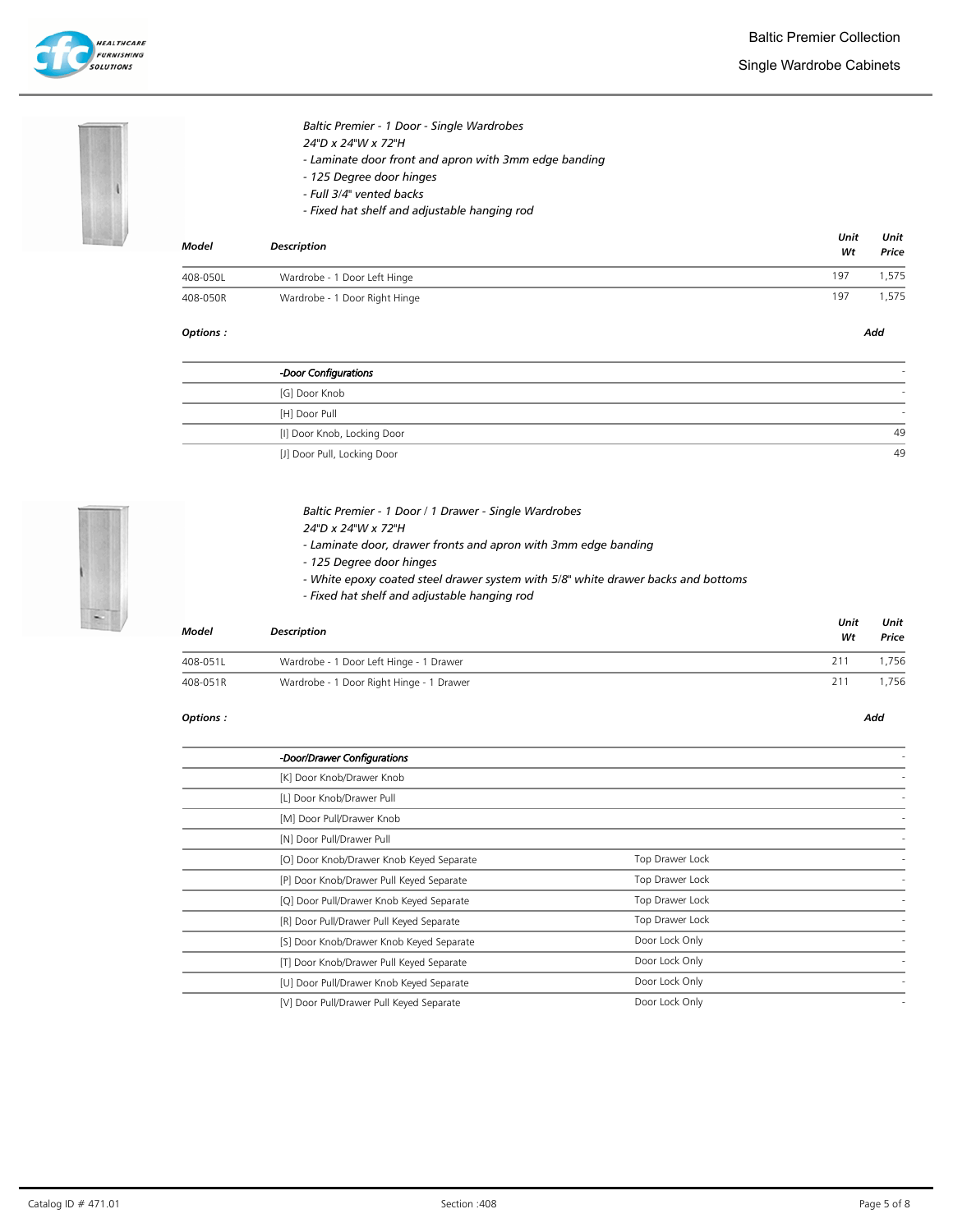*Baltic Premier - 1 Door - Single Wardrobes*
*24"D x 24"W x 72"H*
*- Laminate door front and apron with 3mm edge banding*
*- 125 Degree door hinges*
*- Full 3/4" vented backs*
*- Fixed hat shelf and adjustable hanging rod*

| *Model* | *Description* | *Unit Wt* | *Unit Price* |
|---|---|---|---|
| 408-050L | Wardrobe - 1 Door Left Hinge | 197 | 1,575 |
| 408-050R | Wardrobe - 1 Door Right Hinge | 197 | 1,575 |

*Options :*

| | | *Add* |
|---|---|---|
| | *-Door Configurations* | - |
| | [G] Door Knob | - |
| | [H] Door Pull | - |
| | [I] Door Knob, Locking Door | 49 |
| | [J] Door Pull, Locking Door | 49 |

*Baltic Premier - 1 Door / 1 Drawer - Single Wardrobes*
*24"D x 24"W x 72"H*
*- Laminate door, drawer fronts and apron with 3mm edge banding*
*- 125 Degree door hinges*
*- White epoxy coated steel drawer system with 5/8" white drawer backs and bottoms*
*- Fixed hat shelf and adjustable hanging rod*

| *Model* | *Description* | *Unit Wt* | *Unit Price* |
|---|---|---|---|
| 408-051L | Wardrobe - 1 Door Left Hinge - 1 Drawer | 211 | 1,756 |
| 408-051R | Wardrobe - 1 Door Right Hinge - 1 Drawer | 211 | 1,756 |

*Options :*

| | | | *Add* |
|---|---|---|---|
| | *-Door/Drawer Configurations* | | - |
| | [K] Door Knob/Drawer Knob | | - |
| | [L] Door Knob/Drawer Pull | | - |
| | [M] Door Pull/Drawer Knob | | - |
| | [N] Door Pull/Drawer Pull | | - |
| | [O] Door Knob/Drawer Knob Keyed Separate | Top Drawer Lock | - |
| | [P] Door Knob/Drawer Pull Keyed Separate | Top Drawer Lock | - |
| | [Q] Door Pull/Drawer Knob Keyed Separate | Top Drawer Lock | - |
| | [R] Door Pull/Drawer Pull Keyed Separate | Top Drawer Lock | - |
| | [S] Door Knob/Drawer Knob Keyed Separate | Door Lock Only | - |
| | [T] Door Knob/Drawer Pull Keyed Separate | Door Lock Only | - |
| | [U] Door Pull/Drawer Knob Keyed Separate | Door Lock Only | - |
| | [V] Door Pull/Drawer Pull Keyed Separate | Door Lock Only | - |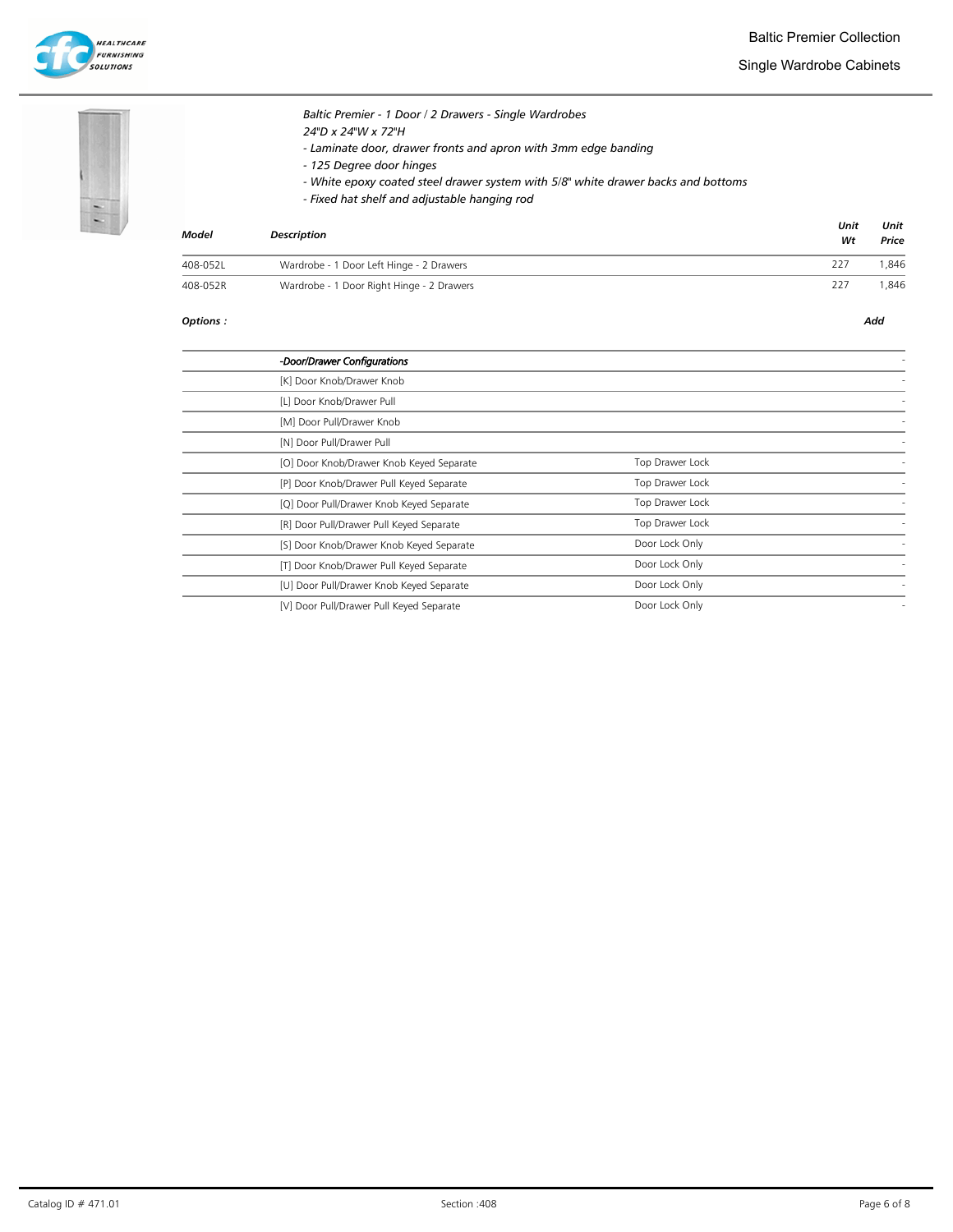# Baltic Premier Collection

## Single Wardrobe Cabinets

*Baltic Premier - 1 Door / 2 Drawers - Single Wardrobes*
*24"D x 24"W x 72"H*
*- Laminate door, drawer fronts and apron with 3mm edge banding*
*- 125 Degree door hinges*
*- White epoxy coated steel drawer system with 5/8" white drawer backs and bottoms*
*- Fixed hat shelf and adjustable hanging rod*

| Model | Description | Unit Wt | Unit Price |
|---|---|---|---|
| 408-052L | Wardrobe - 1 Door Left Hinge - 2 Drawers | 227 | 1,846 |
| 408-052R | Wardrobe - 1 Door Right Hinge - 2 Drawers | 227 | 1,846 |

***Options :***

| | Option | | Add |
|---|---|---|---|
| | *-Door/Drawer Configurations* | | - |
| | [K] Door Knob/Drawer Knob | | - |
| | [L] Door Knob/Drawer Pull | | - |
| | [M] Door Pull/Drawer Knob | | - |
| | [N] Door Pull/Drawer Pull | | - |
| | [O] Door Knob/Drawer Knob Keyed Separate | Top Drawer Lock | - |
| | [P] Door Knob/Drawer Pull Keyed Separate | Top Drawer Lock | - |
| | [Q] Door Pull/Drawer Knob Keyed Separate | Top Drawer Lock | - |
| | [R] Door Pull/Drawer Pull Keyed Separate | Top Drawer Lock | - |
| | [S] Door Knob/Drawer Knob Keyed Separate | Door Lock Only | - |
| | [T] Door Knob/Drawer Pull Keyed Separate | Door Lock Only | - |
| | [U] Door Pull/Drawer Knob Keyed Separate | Door Lock Only | - |
| | [V] Door Pull/Drawer Pull Keyed Separate | Door Lock Only | - |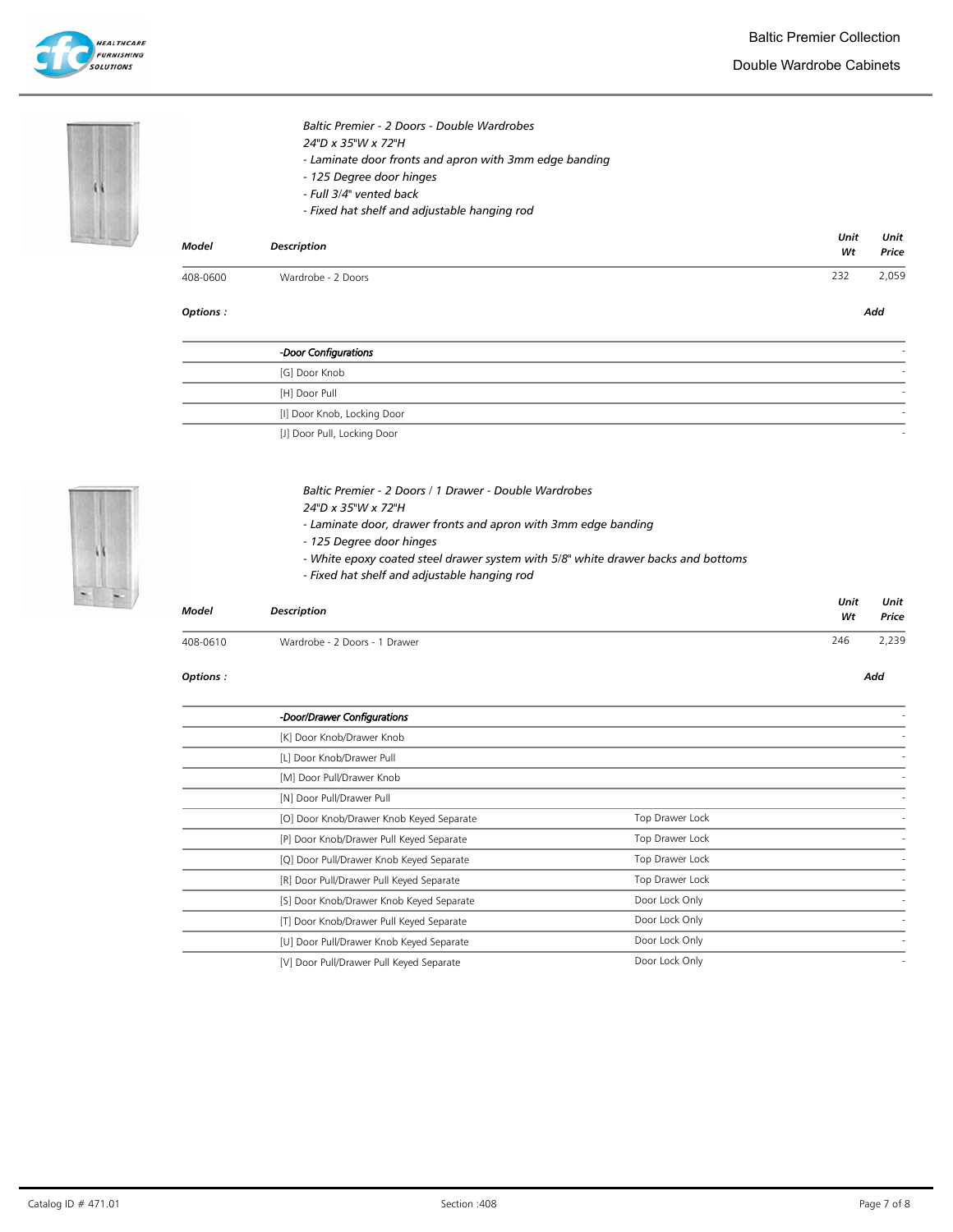*Baltic Premier - 2 Doors - Double Wardrobes*
*24"D x 35"W x 72"H*
*- Laminate door fronts and apron with 3mm edge banding*
*- 125 Degree door hinges*
*- Full 3/4" vented back*
*- Fixed hat shelf and adjustable hanging rod*

| Model | Description | Unit Wt | Unit Price |
|---|---|---|---|
| 408-0600 | Wardrobe - 2 Doors | 232 | 2,059 |

***Options :***

| | | Add |
|---|---|---|
| ***-Door Configurations*** | | - |
| [G] Door Knob | | - |
| [H] Door Pull | | - |
| [I] Door Knob, Locking Door | | - |
| [J] Door Pull, Locking Door | | - |

*Baltic Premier - 2 Doors / 1 Drawer - Double Wardrobes*
*24"D x 35"W x 72"H*
*- Laminate door, drawer fronts and apron with 3mm edge banding*
*- 125 Degree door hinges*
*- White epoxy coated steel drawer system with 5/8" white drawer backs and bottoms*
*- Fixed hat shelf and adjustable hanging rod*

| Model | Description | Unit Wt | Unit Price |
|---|---|---|---|
| 408-0610 | Wardrobe - 2 Doors - 1 Drawer | 246 | 2,239 |

***Options :***

| | | Add |
|---|---|---|
| ***-Door/Drawer Configurations*** | | - |
| [K] Door Knob/Drawer Knob | | - |
| [L] Door Knob/Drawer Pull | | - |
| [M] Door Pull/Drawer Knob | | - |
| [N] Door Pull/Drawer Pull | | - |
| [O] Door Knob/Drawer Knob Keyed Separate | Top Drawer Lock | - |
| [P] Door Knob/Drawer Pull Keyed Separate | Top Drawer Lock | - |
| [Q] Door Pull/Drawer Knob Keyed Separate | Top Drawer Lock | - |
| [R] Door Pull/Drawer Pull Keyed Separate | Top Drawer Lock | - |
| [S] Door Knob/Drawer Knob Keyed Separate | Door Lock Only | - |
| [T] Door Knob/Drawer Pull Keyed Separate | Door Lock Only | - |
| [U] Door Pull/Drawer Knob Keyed Separate | Door Lock Only | - |
| [V] Door Pull/Drawer Pull Keyed Separate | Door Lock Only | - |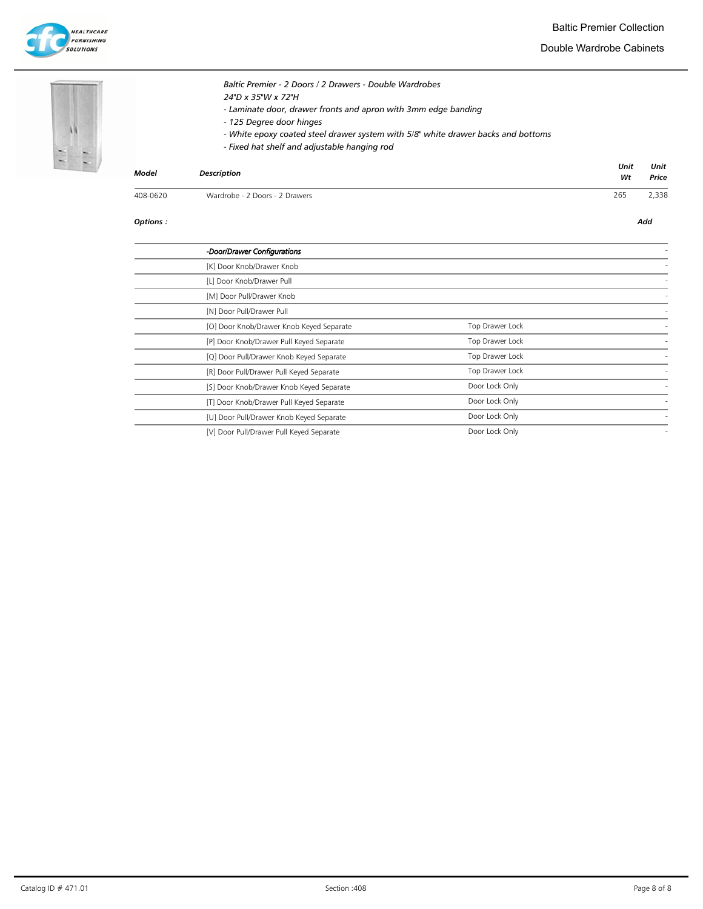*Baltic Premier - 2 Doors / 2 Drawers - Double Wardrobes*
*24"D x 35"W x 72"H*
*- Laminate door, drawer fronts and apron with 3mm edge banding*
*- 125 Degree door hinges*
*- White epoxy coated steel drawer system with 5/8" white drawer backs and bottoms*
*- Fixed hat shelf and adjustable hanging rod*

| *Model* | *Description* | *Unit Wt* | *Unit Price* |
|---|---|---|---|
| 408-0620 | Wardrobe - 2 Doors - 2 Drawers | 265 | 2,338 |

***Options :***

| | | | *Add* |
|---|---|---|---|
| | *-Door/Drawer Configurations* | | - |
| | [K] Door Knob/Drawer Knob | | - |
| | [L] Door Knob/Drawer Pull | | - |
| | [M] Door Pull/Drawer Knob | | - |
| | [N] Door Pull/Drawer Pull | | - |
| | [O] Door Knob/Drawer Knob Keyed Separate | Top Drawer Lock | - |
| | [P] Door Knob/Drawer Pull Keyed Separate | Top Drawer Lock | - |
| | [Q] Door Pull/Drawer Knob Keyed Separate | Top Drawer Lock | - |
| | [R] Door Pull/Drawer Pull Keyed Separate | Top Drawer Lock | - |
| | [S] Door Knob/Drawer Knob Keyed Separate | Door Lock Only | - |
| | [T] Door Knob/Drawer Pull Keyed Separate | Door Lock Only | - |
| | [U] Door Pull/Drawer Knob Keyed Separate | Door Lock Only | - |
| | [V] Door Pull/Drawer Pull Keyed Separate | Door Lock Only | - |